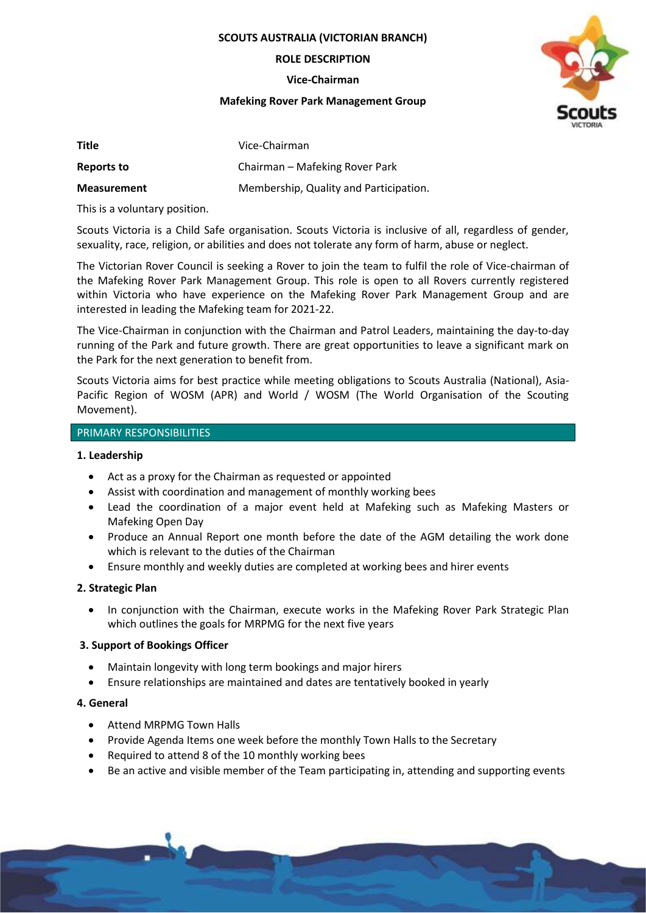**SCOUTS AUSTRALIA (VICTORIAN BRANCH)**

**ROLE DESCRIPTION**

**Vice-Chairman**

**Mafeking Rover Park Management Group**

| | |
|---|---|
| **Title** | Vice-Chairman |
| **Reports to** | Chairman – Mafeking Rover Park |
| **Measurement** | Membership, Quality and Participation. |

This is a voluntary position.

Scouts Victoria is a Child Safe organisation. Scouts Victoria is inclusive of all, regardless of gender, sexuality, race, religion, or abilities and does not tolerate any form of harm, abuse or neglect.

The Victorian Rover Council is seeking a Rover to join the team to fulfil the role of Vice-chairman of the Mafeking Rover Park Management Group. This role is open to all Rovers currently registered within Victoria who have experience on the Mafeking Rover Park Management Group and are interested in leading the Mafeking team for 2021-22.

The Vice-Chairman in conjunction with the Chairman and Patrol Leaders, maintaining the day-to-day running of the Park and future growth. There are great opportunities to leave a significant mark on the Park for the next generation to benefit from.

Scouts Victoria aims for best practice while meeting obligations to Scouts Australia (National), Asia-Pacific Region of WOSM (APR) and World / WOSM (The World Organisation of the Scouting Movement).

## PRIMARY RESPONSIBILITIES

### 1. Leadership

- Act as a proxy for the Chairman as requested or appointed
- Assist with coordination and management of monthly working bees
- Lead the coordination of a major event held at Mafeking such as Mafeking Masters or Mafeking Open Day
- Produce an Annual Report one month before the date of the AGM detailing the work done which is relevant to the duties of the Chairman
- Ensure monthly and weekly duties are completed at working bees and hirer events

### 2. Strategic Plan

- In conjunction with the Chairman, execute works in the Mafeking Rover Park Strategic Plan which outlines the goals for MRPMG for the next five years

### 3. Support of Bookings Officer

- Maintain longevity with long term bookings and major hirers
- Ensure relationships are maintained and dates are tentatively booked in yearly

### 4. General

- Attend MRPMG Town Halls
- Provide Agenda Items one week before the monthly Town Halls to the Secretary
- Required to attend 8 of the 10 monthly working bees
- Be an active and visible member of the Team participating in, attending and supporting events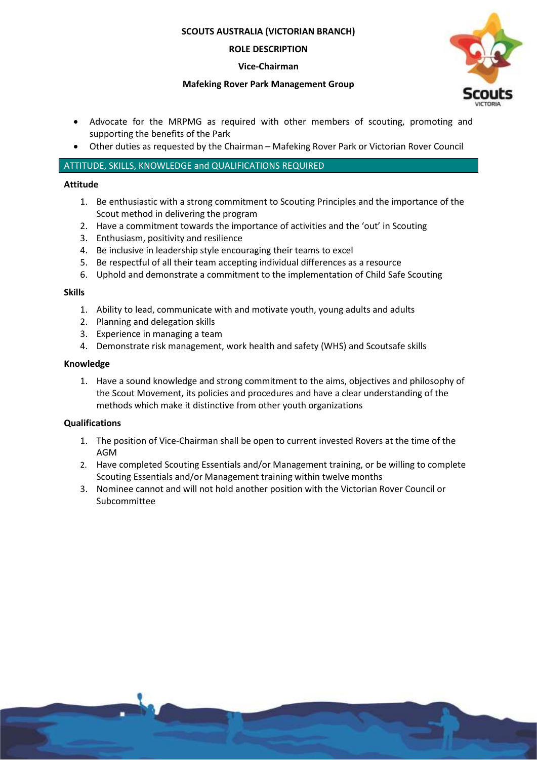**SCOUTS AUSTRALIA (VICTORIAN BRANCH)**

**ROLE DESCRIPTION**

**Vice-Chairman**

**Mafeking Rover Park Management Group**

- Advocate for the MRPMG as required with other members of scouting, promoting and supporting the benefits of the Park
- Other duties as requested by the Chairman – Mafeking Rover Park or Victorian Rover Council

## ATTITUDE, SKILLS, KNOWLEDGE and QUALIFICATIONS REQUIRED

### Attitude

1. Be enthusiastic with a strong commitment to Scouting Principles and the importance of the Scout method in delivering the program
2. Have a commitment towards the importance of activities and the 'out' in Scouting
3. Enthusiasm, positivity and resilience
4. Be inclusive in leadership style encouraging their teams to excel
5. Be respectful of all their team accepting individual differences as a resource
6. Uphold and demonstrate a commitment to the implementation of Child Safe Scouting

### Skills

1. Ability to lead, communicate with and motivate youth, young adults and adults
2. Planning and delegation skills
3. Experience in managing a team
4. Demonstrate risk management, work health and safety (WHS) and Scoutsafe skills

### Knowledge

1. Have a sound knowledge and strong commitment to the aims, objectives and philosophy of the Scout Movement, its policies and procedures and have a clear understanding of the methods which make it distinctive from other youth organizations

### Qualifications

1. The position of Vice-Chairman shall be open to current invested Rovers at the time of the AGM
2. Have completed Scouting Essentials and/or Management training, or be willing to complete Scouting Essentials and/or Management training within twelve months
3. Nominee cannot and will not hold another position with the Victorian Rover Council or Subcommittee